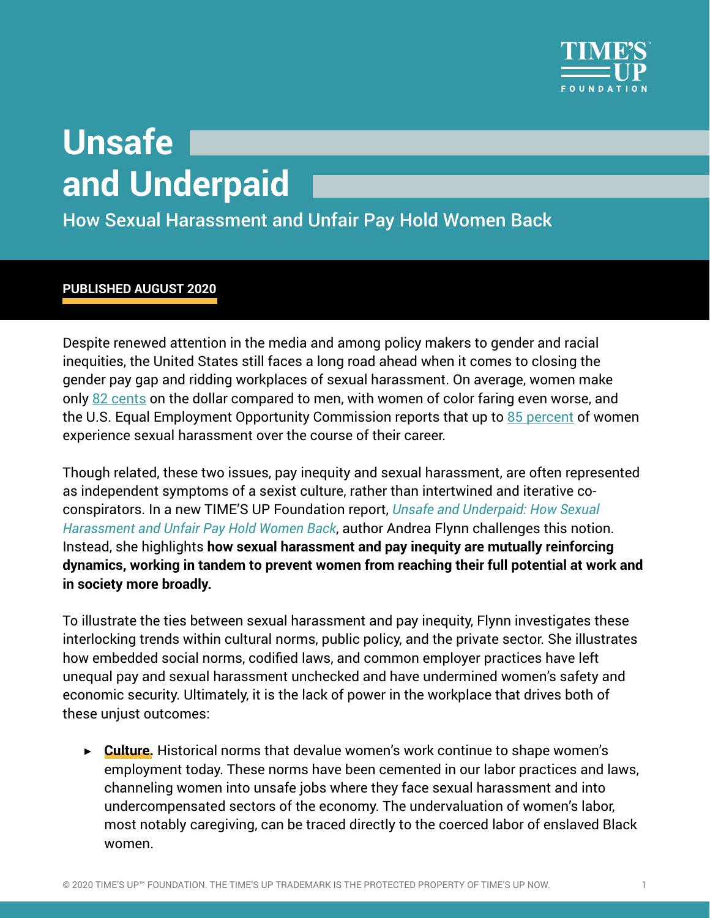TIME'S UP FOUNDATION

# Unsafe and Underpaid

## How Sexual Harassment and Unfair Pay Hold Women Back

**PUBLISHED AUGUST 2020**

Despite renewed attention in the media and among policy makers to gender and racial inequities, the United States still faces a long road ahead when it comes to closing the gender pay gap and ridding workplaces of sexual harassment. On average, women make only 82 cents on the dollar compared to men, with women of color faring even worse, and the U.S. Equal Employment Opportunity Commission reports that up to 85 percent of women experience sexual harassment over the course of their career.

Though related, these two issues, pay inequity and sexual harassment, are often represented as independent symptoms of a sexist culture, rather than intertwined and iterative co-conspirators. In a new TIME'S UP Foundation report, *Unsafe and Underpaid: How Sexual Harassment and Unfair Pay Hold Women Back*, author Andrea Flynn challenges this notion. Instead, she highlights **how sexual harassment and pay inequity are mutually reinforcing dynamics, working in tandem to prevent women from reaching their full potential at work and in society more broadly.**

To illustrate the ties between sexual harassment and pay inequity, Flynn investigates these interlocking trends within cultural norms, public policy, and the private sector. She illustrates how embedded social norms, codified laws, and common employer practices have left unequal pay and sexual harassment unchecked and have undermined women's safety and economic security. Ultimately, it is the lack of power in the workplace that drives both of these unjust outcomes:

- **Culture.** Historical norms that devalue women's work continue to shape women's employment today. These norms have been cemented in our labor practices and laws, channeling women into unsafe jobs where they face sexual harassment and into undercompensated sectors of the economy. The undervaluation of women's labor, most notably caregiving, can be traced directly to the coerced labor of enslaved Black women.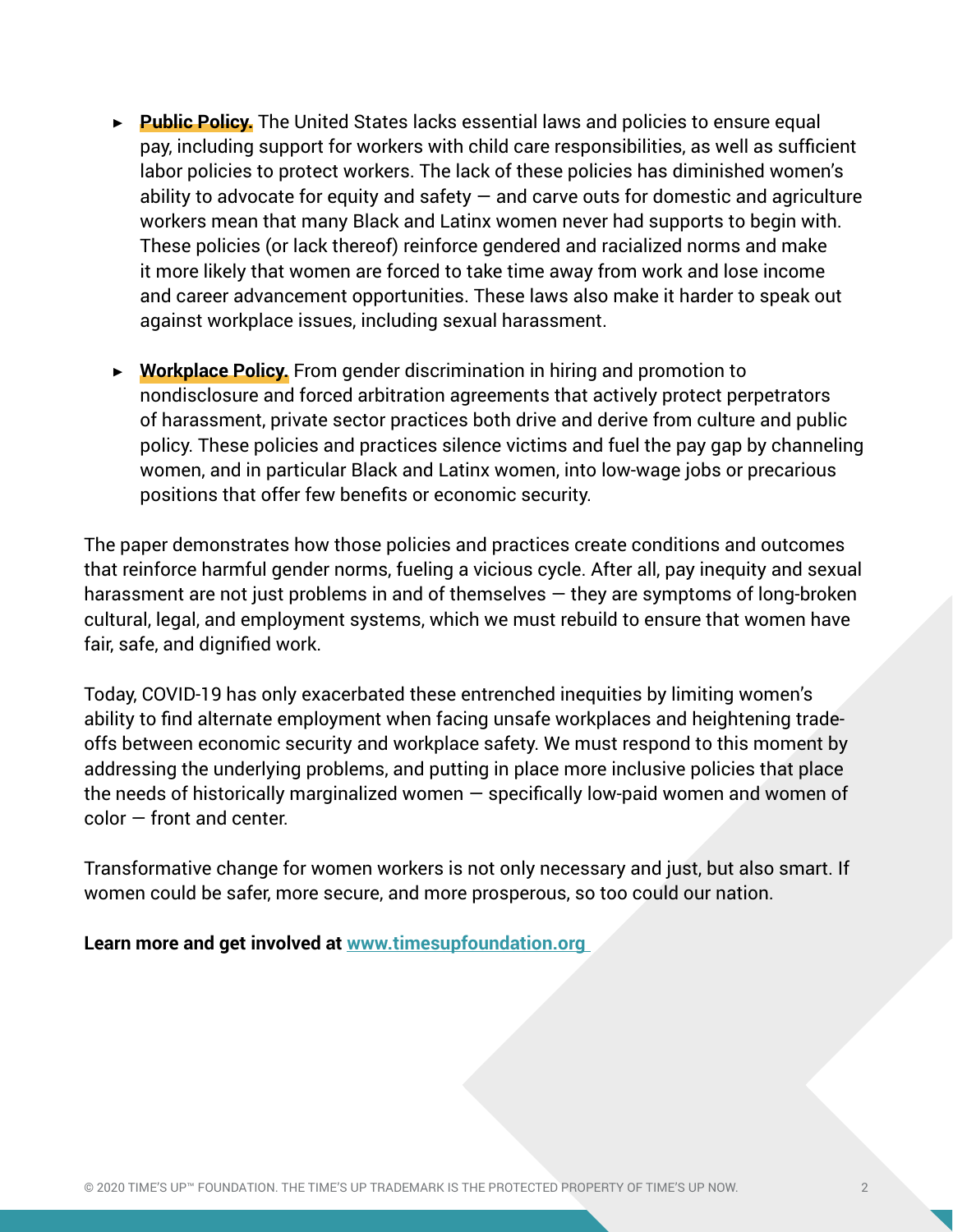- **Public Policy.** The United States lacks essential laws and policies to ensure equal pay, including support for workers with child care responsibilities, as well as sufficient labor policies to protect workers. The lack of these policies has diminished women's ability to advocate for equity and safety — and carve outs for domestic and agriculture workers mean that many Black and Latinx women never had supports to begin with. These policies (or lack thereof) reinforce gendered and racialized norms and make it more likely that women are forced to take time away from work and lose income and career advancement opportunities. These laws also make it harder to speak out against workplace issues, including sexual harassment.

- **Workplace Policy.** From gender discrimination in hiring and promotion to nondisclosure and forced arbitration agreements that actively protect perpetrators of harassment, private sector practices both drive and derive from culture and public policy. These policies and practices silence victims and fuel the pay gap by channeling women, and in particular Black and Latinx women, into low-wage jobs or precarious positions that offer few benefits or economic security.

The paper demonstrates how those policies and practices create conditions and outcomes that reinforce harmful gender norms, fueling a vicious cycle. After all, pay inequity and sexual harassment are not just problems in and of themselves — they are symptoms of long-broken cultural, legal, and employment systems, which we must rebuild to ensure that women have fair, safe, and dignified work.

Today, COVID-19 has only exacerbated these entrenched inequities by limiting women's ability to find alternate employment when facing unsafe workplaces and heightening trade-offs between economic security and workplace safety. We must respond to this moment by addressing the underlying problems, and putting in place more inclusive policies that place the needs of historically marginalized women — specifically low-paid women and women of color — front and center.

Transformative change for women workers is not only necessary and just, but also smart. If women could be safer, more secure, and more prosperous, so too could our nation.

**Learn more and get involved at [www.timesupfoundation.org](http://www.timesupfoundation.org)**

© 2020 TIME'S UP™ FOUNDATION. THE TIME'S UP TRADEMARK IS THE PROTECTED PROPERTY OF TIME'S UP NOW.